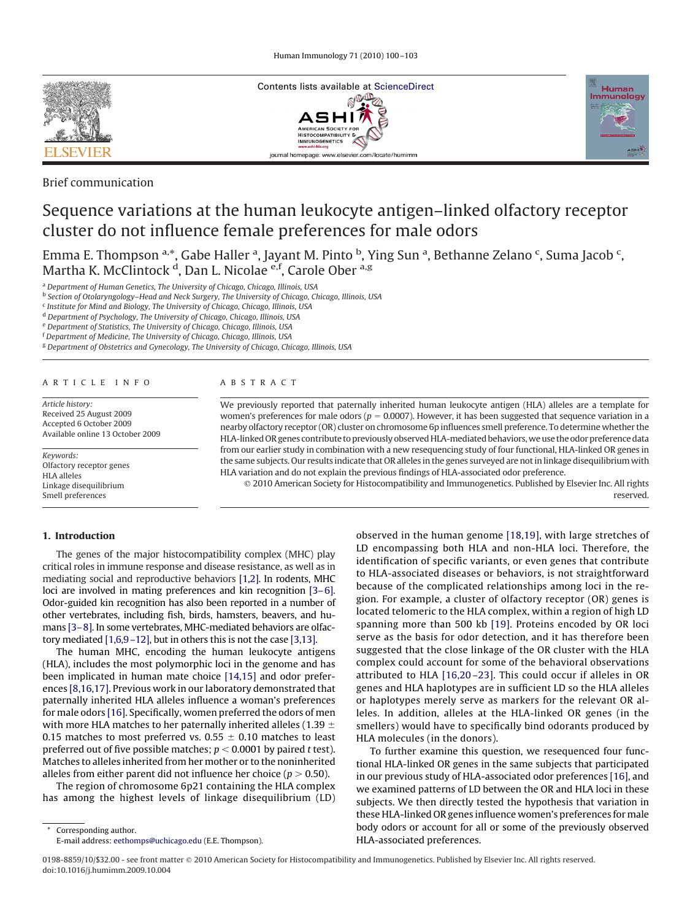Brief communication

# Sequence variations at the human leukocyte antigen–linked olfactory receptor cluster do not influence female preferences for male odors

Emma E. Thompson [a,*], Gabe Haller [a], Jayant M. Pinto [b], Ying Sun [a], Bethanne Zelano [c], Suma Jacob [c], Martha K. McClintock [d], Dan L. Nicolae [e,f], Carole Ober [a,g]

[a] Department of Human Genetics, The University of Chicago, Chicago, Illinois, USA
[b] Section of Otolaryngology–Head and Neck Surgery, The University of Chicago, Chicago, Illinois, USA
[c] Institute for Mind and Biology, The University of Chicago, Chicago, Illinois, USA
[d] Department of Psychology, The University of Chicago, Chicago, Illinois, USA
[e] Department of Statistics, The University of Chicago, Chicago, Illinois, USA
[f] Department of Medicine, The University of Chicago, Chicago, Illinois, USA
[g] Department of Obstetrics and Gynecology, The University of Chicago, Chicago, Illinois, USA

## ARTICLE INFO

*Article history:*
Received 25 August 2009
Accepted 6 October 2009
Available online 13 October 2009

*Keywords:*
Olfactory receptor genes
HLA alleles
Linkage disequilibrium
Smell preferences

## ABSTRACT

We previously reported that paternally inherited human leukocyte antigen (HLA) alleles are a template for women's preferences for male odors ($p = 0.0007$). However, it has been suggested that sequence variation in a nearby olfactory receptor (OR) cluster on chromosome 6p influences smell preference. To determine whether the HLA-linked OR genes contribute to previously observed HLA-mediated behaviors, we use the odor preference data from our earlier study in combination with a new resequencing study of four functional, HLA-linked OR genes in the same subjects. Our results indicate that OR alleles in the genes surveyed are not in linkage disequilibrium with HLA variation and do not explain the previous findings of HLA-associated odor preference.

© 2010 American Society for Histocompatibility and Immunogenetics. Published by Elsevier Inc. All rights reserved.

## 1. Introduction

The genes of the major histocompatibility complex (MHC) play critical roles in immune response and disease resistance, as well as in mediating social and reproductive behaviors [1,2]. In rodents, MHC loci are involved in mating preferences and kin recognition [3–6]. Odor-guided kin recognition has also been reported in a number of other vertebrates, including fish, birds, hamsters, beavers, and humans [3–8]. In some vertebrates, MHC-mediated behaviors are olfactory mediated [1,6,9–12], but in others this is not the case [3,13].

The human MHC, encoding the human leukocyte antigens (HLA), includes the most polymorphic loci in the genome and has been implicated in human mate choice [14,15] and odor preferences [8,16,17]. Previous work in our laboratory demonstrated that paternally inherited HLA alleles influence a woman's preferences for male odors [16]. Specifically, women preferred the odors of men with more HLA matches to her paternally inherited alleles ($1.39 \pm 0.15$ matches to most preferred vs. $0.55 \pm 0.10$ matches to least preferred out of five possible matches; $p < 0.0001$ by paired $t$ test). Matches to alleles inherited from her mother or to the noninherited alleles from either parent did not influence her choice ($p > 0.50$).

The region of chromosome 6p21 containing the HLA complex has among the highest levels of linkage disequilibrium (LD) observed in the human genome [18,19], with large stretches of LD encompassing both HLA and non-HLA loci. Therefore, the identification of specific variants, or even genes that contribute to HLA-associated diseases or behaviors, is not straightforward because of the complicated relationships among loci in the region. For example, a cluster of olfactory receptor (OR) genes is located telomeric to the HLA complex, within a region of high LD spanning more than 500 kb [19]. Proteins encoded by OR loci serve as the basis for odor detection, and it has therefore been suggested that the close linkage of the OR cluster with the HLA complex could account for some of the behavioral observations attributed to HLA [16,20–23]. This could occur if alleles in OR genes and HLA haplotypes are in sufficient LD so the HLA alleles or haplotypes merely serve as markers for the relevant OR alleles. In addition, alleles at the HLA-linked OR genes (in the smellers) would have to specifically bind odorants produced by HLA molecules (in the donors).

To further examine this question, we resequenced four functional HLA-linked OR genes in the same subjects that participated in our previous study of HLA-associated odor preferences [16], and we examined patterns of LD between the OR and HLA loci in these subjects. We then directly tested the hypothesis that variation in these HLA-linked OR genes influence women's preferences for male body odors or account for all or some of the previously observed HLA-associated preferences.

* Corresponding author.
E-mail address: eethomps@uchicago.edu (E.E. Thompson).

0198-8859/10/$32.00 - see front matter © 2010 American Society for Histocompatibility and Immunogenetics. Published by Elsevier Inc. All rights reserved.
doi:10.1016/j.humimm.2009.10.004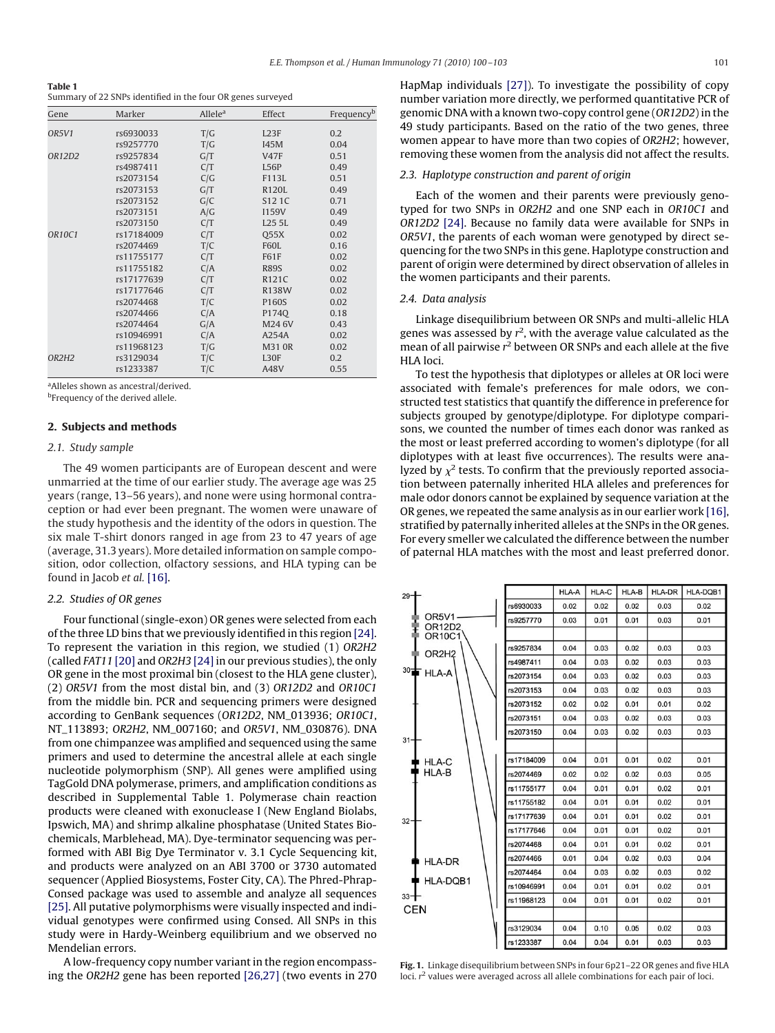**Table 1**
Summary of 22 SNPs identified in the four OR genes surveyed

| Gene | Marker | Allele[a] | Effect | Frequency[b] |
|---|---|---|---|---|
| *OR5V1* | rs6930033 | T/G | L23F | 0.2 |
| | rs9257770 | T/G | I45M | 0.04 |
| *OR12D2* | rs9257834 | G/T | V47F | 0.51 |
| | rs4987411 | C/T | L56P | 0.49 |
| | rs2073154 | C/G | F113L | 0.51 |
| | rs2073153 | G/T | R120L | 0.49 |
| | rs2073152 | G/C | S12 1C | 0.71 |
| | rs2073151 | A/G | I159V | 0.49 |
| | rs2073150 | C/T | L25 5L | 0.49 |
| *OR10C1* | rs17184009 | C/T | Q55X | 0.02 |
| | rs2074469 | T/C | F60L | 0.16 |
| | rs11755177 | C/T | F61F | 0.02 |
| | rs11755182 | C/A | R89S | 0.02 |
| | rs17177639 | C/T | R121C | 0.02 |
| | rs17177646 | C/T | R138W | 0.02 |
| | rs2074468 | T/C | P160S | 0.02 |
| | rs2074466 | C/A | P174Q | 0.18 |
| | rs2074464 | G/A | M24 6V | 0.43 |
| | rs10946991 | C/A | A254A | 0.02 |
| | rs11968123 | T/G | M31 0R | 0.02 |
| *OR2H2* | rs3129034 | T/C | L30F | 0.2 |
| | rs1233387 | T/C | A48V | 0.55 |

[a]Alleles shown as ancestral/derived.
[b]Frequency of the derived allele.

## 2. Subjects and methods

### 2.1. Study sample

The 49 women participants are of European descent and were unmarried at the time of our earlier study. The average age was 25 years (range, 13–56 years), and none were using hormonal contraception or had ever been pregnant. The women were unaware of the study hypothesis and the identity of the odors in question. The six male T-shirt donors ranged in age from 23 to 47 years of age (average, 31.3 years). More detailed information on sample composition, odor collection, olfactory sessions, and HLA typing can be found in Jacob *et al.* [16].

### 2.2. Studies of OR genes

Four functional (single-exon) OR genes were selected from each of the three LD bins that we previously identified in this region [24]. To represent the variation in this region, we studied (1) *OR2H2* (called *FAT11* [20] and *OR2H3* [24] in our previous studies), the only OR gene in the most proximal bin (closest to the HLA gene cluster), (2) *OR5V1* from the most distal bin, and (3) *OR12D2* and *OR10C1* from the middle bin. PCR and sequencing primers were designed according to GenBank sequences (*OR12D2*, NM_013936; *OR10C1*, NT_113893; *OR2H2*, NM_007160; and *OR5V1*, NM_030876). DNA from one chimpanzee was amplified and sequenced using the same primers and used to determine the ancestral allele at each single nucleotide polymorphism (SNP). All genes were amplified using TagGold DNA polymerase, primers, and amplification conditions as described in Supplemental Table 1. Polymerase chain reaction products were cleaned with exonuclease I (New England Biolabs, Ipswich, MA) and shrimp alkaline phosphatase (United States Biochemicals, Marblehead, MA). Dye-terminator sequencing was performed with ABI Big Dye Terminator v. 3.1 Cycle Sequencing kit, and products were analyzed on an ABI 3700 or 3730 automated sequencer (Applied Biosystems, Foster City, CA). The Phred-Phrap-Consed package was used to assemble and analyze all sequences [25]. All putative polymorphisms were visually inspected and individual genotypes were confirmed using Consed. All SNPs in this study were in Hardy-Weinberg equilibrium and we observed no Mendelian errors.

A low-frequency copy number variant in the region encompassing the *OR2H2* gene has been reported [26,27] (two events in 270 HapMap individuals [27]). To investigate the possibility of copy number variation more directly, we performed quantitative PCR of genomic DNA with a known two-copy control gene (*OR12D2*) in the 49 study participants. Based on the ratio of the two genes, three women appear to have more than two copies of *OR2H2*; however, removing these women from the analysis did not affect the results.

### 2.3. Haplotype construction and parent of origin

Each of the women and their parents were previously genotyped for two SNPs in *OR2H2* and one SNP each in *OR10C1* and *OR12D2* [24]. Because no family data were available for SNPs in *OR5V1*, the parents of each woman were genotyped by direct sequencing for the two SNPs in this gene. Haplotype construction and parent of origin were determined by direct observation of alleles in the women participants and their parents.

### 2.4. Data analysis

Linkage disequilibrium between OR SNPs and multi-allelic HLA genes was assessed by $r^2$, with the average value calculated as the mean of all pairwise $r^2$ between OR SNPs and each allele at the five HLA loci.

To test the hypothesis that diplotypes or alleles at OR loci were associated with female's preferences for male odors, we constructed test statistics that quantify the difference in preference for subjects grouped by genotype/diplotype. For diplotype comparisons, we counted the number of times each donor was ranked as the most or least preferred according to women's diplotype (for all diplotypes with at least five occurrences). The results were analyzed by $\chi^2$ tests. To confirm that the previously reported association between paternally inherited HLA alleles and preferences for male odor donors cannot be explained by sequence variation at the OR genes, we repeated the same analysis as in our earlier work [16], stratified by paternally inherited alleles at the SNPs in the OR genes. For every smeller we calculated the difference between the number of paternal HLA matches with the most and least preferred donor.

| | HLA-A | HLA-C | HLA-B | HLA-DR | HLA-DQB1 |
|---|---|---|---|---|---|
| rs6930033 | 0.02 | 0.02 | 0.02 | 0.03 | 0.02 |
| rs9257770 | 0.03 | 0.01 | 0.01 | 0.03 | 0.01 |
| | | | | | |
| rs9257834 | 0.04 | 0.03 | 0.02 | 0.03 | 0.03 |
| rs4987411 | 0.04 | 0.03 | 0.02 | 0.03 | 0.03 |
| rs2073154 | 0.04 | 0.03 | 0.02 | 0.03 | 0.03 |
| rs2073153 | 0.04 | 0.03 | 0.02 | 0.03 | 0.03 |
| rs2073152 | 0.02 | 0.02 | 0.01 | 0.01 | 0.02 |
| rs2073151 | 0.04 | 0.03 | 0.02 | 0.03 | 0.03 |
| rs2073150 | 0.04 | 0.03 | 0.02 | 0.03 | 0.03 |
| | | | | | |
| rs17184009 | 0.04 | 0.01 | 0.01 | 0.02 | 0.01 |
| rs2074469 | 0.02 | 0.02 | 0.02 | 0.03 | 0.05 |
| rs11755177 | 0.04 | 0.01 | 0.01 | 0.02 | 0.01 |
| rs11755182 | 0.04 | 0.01 | 0.01 | 0.02 | 0.01 |
| rs17177639 | 0.04 | 0.01 | 0.01 | 0.02 | 0.01 |
| rs17177646 | 0.04 | 0.01 | 0.01 | 0.02 | 0.01 |
| rs2074468 | 0.04 | 0.01 | 0.01 | 0.02 | 0.01 |
| rs2074466 | 0.01 | 0.04 | 0.02 | 0.03 | 0.04 |
| rs2074464 | 0.04 | 0.03 | 0.02 | 0.03 | 0.02 |
| rs10946991 | 0.04 | 0.01 | 0.01 | 0.02 | 0.01 |
| rs11968123 | 0.04 | 0.01 | 0.01 | 0.02 | 0.01 |
| | | | | | |
| rs3129034 | 0.04 | 0.10 | 0.05 | 0.02 | 0.03 |
| rs1233387 | 0.04 | 0.04 | 0.01 | 0.03 | 0.03 |

**Fig. 1.** Linkage disequilibrium between SNPs in four 6p21–22 OR genes and five HLA loci. $r^2$ values were averaged across all allele combinations for each pair of loci.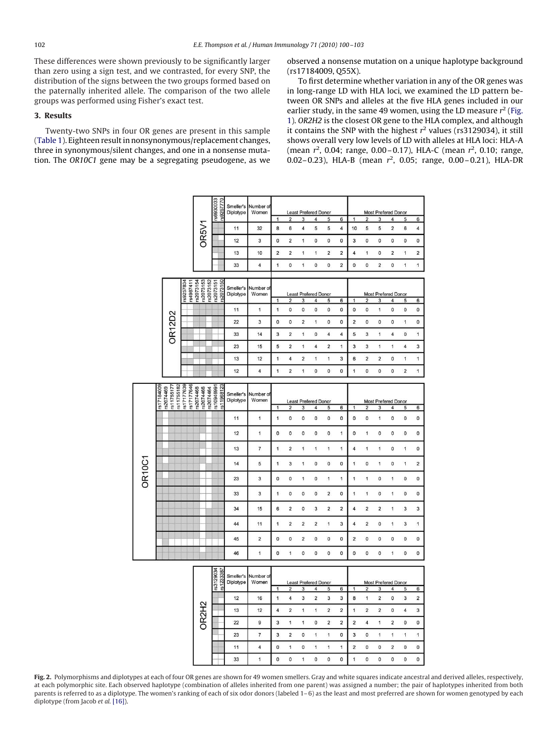These differences were shown previously to be significantly larger than zero using a sign test, and we contrasted, for every SNP, the distribution of the signs between the two groups formed based on the paternally inherited allele. The comparison of the two allele groups was performed using Fisher's exact test.

## 3. Results

Twenty-two SNPs in four OR genes are present in this sample (Table 1). Eighteen result in nonsynonymous/replacement changes, three in synonymous/silent changes, and one in a nonsense mutation. The *OR10C1* gene may be a segregating pseudogene, as we observed a nonsense mutation on a unique haplotype background (rs17184009, Q55X).

To first determine whether variation in any of the OR genes was in long-range LD with HLA loci, we examined the LD pattern between OR SNPs and alleles at the five HLA genes included in our earlier study, in the same 49 women, using the LD measure $r^2$ (Fig. 1). *OR2H2* is the closest OR gene to the HLA complex, and although it contains the SNP with the highest $r^2$ values (rs3129034), it still shows overall very low levels of LD with alleles at HLA loci: HLA-A (mean $r^2$, 0.04; range, 0.00–0.17), HLA-C (mean $r^2$, 0.10; range, 0.02–0.23), HLA-B (mean $r^2$, 0.05; range, 0.00–0.21), HLA-DR

**OR5V1** (SNPs: rs6930033, rs9257770)

| Smeller's Diplotype | Number of Women | Least Prefered Donor 1 | 2 | 3 | 4 | 5 | 6 | Most Prefered Donor 1 | 2 | 3 | 4 | 5 | 6 |
|---|---|---|---|---|---|---|---|---|---|---|---|---|---|
| 11 | 32 | 8 | 6 | 4 | 5 | 5 | 4 | 10 | 5 | 5 | 2 | 6 | 4 |
| 12 | 3 | 0 | 2 | 1 | 0 | 0 | 0 | 3 | 0 | 0 | 0 | 0 | 0 |
| 13 | 10 | 2 | 2 | 1 | 1 | 2 | 2 | 4 | 1 | 0 | 2 | 1 | 2 |
| 33 | 4 | 1 | 0 | 1 | 0 | 0 | 2 | 0 | 0 | 2 | 0 | 1 | 1 |

**OR12D2** (SNPs: rs9257834, rs4987411, rs2073154, rs2073153, rs2073152, rs2073151, rs2073150)

| Smeller's Diplotype | Number of Women | Least Prefered Donor 1 | 2 | 3 | 4 | 5 | 6 | Most Prefered Donor 1 | 2 | 3 | 4 | 5 | 6 |
|---|---|---|---|---|---|---|---|---|---|---|---|---|---|
| 11 | 1 | 1 | 0 | 0 | 0 | 0 | 0 | 0 | 0 | 1 | 0 | 0 | 0 |
| 22 | 3 | 0 | 0 | 2 | 1 | 0 | 0 | 2 | 0 | 0 | 0 | 1 | 0 |
| 33 | 14 | 3 | 2 | 1 | 0 | 4 | 4 | 5 | 3 | 1 | 4 | 0 | 1 |
| 23 | 15 | 5 | 2 | 1 | 4 | 2 | 1 | 3 | 3 | 1 | 1 | 4 | 3 |
| 13 | 12 | 1 | 4 | 2 | 1 | 1 | 3 | 6 | 2 | 2 | 0 | 1 | 1 |
| 12 | 4 | 1 | 2 | 1 | 0 | 0 | 0 | 1 | 0 | 0 | 0 | 2 | 1 |

**OR10C1** (SNPs: rs17184009, rs2074469, rs11755177, rs11755182, rs17177639, rs17177646, rs2074468, rs2074466, rs2074464, rs10946991, rs11968123)

| Smeller's Diplotype | Number of Women | Least Prefered Donor 1 | 2 | 3 | 4 | 5 | 6 | Most Prefered Donor 1 | 2 | 3 | 4 | 5 | 6 |
|---|---|---|---|---|---|---|---|---|---|---|---|---|---|
| 11 | 1 | 1 | 0 | 0 | 0 | 0 | 0 | 0 | 0 | 1 | 0 | 0 | 0 |
| 12 | 1 | 0 | 0 | 0 | 0 | 0 | 1 | 0 | 1 | 0 | 0 | 0 | 0 |
| 13 | 7 | 1 | 2 | 1 | 1 | 1 | 1 | 4 | 1 | 1 | 0 | 1 | 0 |
| 14 | 5 | 1 | 3 | 1 | 0 | 0 | 0 | 1 | 0 | 1 | 0 | 1 | 2 |
| 23 | 3 | 0 | 0 | 1 | 0 | 1 | 1 | 1 | 1 | 0 | 1 | 0 | 0 |
| 33 | 3 | 1 | 0 | 0 | 0 | 2 | 0 | 1 | 1 | 0 | 1 | 0 | 0 |
| 34 | 15 | 6 | 2 | 0 | 3 | 2 | 2 | 4 | 2 | 2 | 1 | 3 | 3 |
| 44 | 11 | 1 | 2 | 2 | 2 | 1 | 3 | 4 | 2 | 0 | 1 | 3 | 1 |
| 45 | 2 | 0 | 0 | 2 | 0 | 0 | 0 | 2 | 0 | 0 | 0 | 0 | 0 |
| 46 | 1 | 0 | 1 | 0 | 0 | 0 | 0 | 0 | 0 | 0 | 1 | 0 | 0 |

**OR2H2** (SNPs: rs3129034, rs1233387)

| Smeller's Diplotype | Number of Women | Least Prefered Donor 1 | 2 | 3 | 4 | 5 | 6 | Most Prefered Donor 1 | 2 | 3 | 4 | 5 | 6 |
|---|---|---|---|---|---|---|---|---|---|---|---|---|---|
| 12 | 16 | 1 | 4 | 3 | 2 | 3 | 3 | 8 | 1 | 2 | 0 | 3 | 2 |
| 13 | 12 | 4 | 2 | 1 | 1 | 2 | 2 | 1 | 2 | 2 | 0 | 4 | 3 |
| 22 | 9 | 3 | 1 | 1 | 0 | 2 | 2 | 2 | 4 | 1 | 2 | 0 | 0 |
| 23 | 7 | 3 | 2 | 0 | 1 | 1 | 0 | 3 | 0 | 1 | 1 | 1 | 1 |
| 11 | 4 | 0 | 1 | 0 | 1 | 1 | 1 | 2 | 0 | 0 | 2 | 0 | 0 |
| 33 | 1 | 0 | 0 | 1 | 0 | 0 | 0 | 1 | 0 | 0 | 0 | 0 | 0 |

**Fig. 2.** Polymorphisms and diplotypes at each of four OR genes are shown for 49 women smellers. Gray and white squares indicate ancestral and derived alleles, respectively, at each polymorphic site. Each observed haplotype (combination of alleles inherited from one parent) was assigned a number; the pair of haplotypes inherited from both parents is referred to as a diplotype. The women's ranking of each of six odor donors (labeled 1–6) as the least and most preferred are shown for women genotyped by each diplotype (from Jacob *et al.* [16]).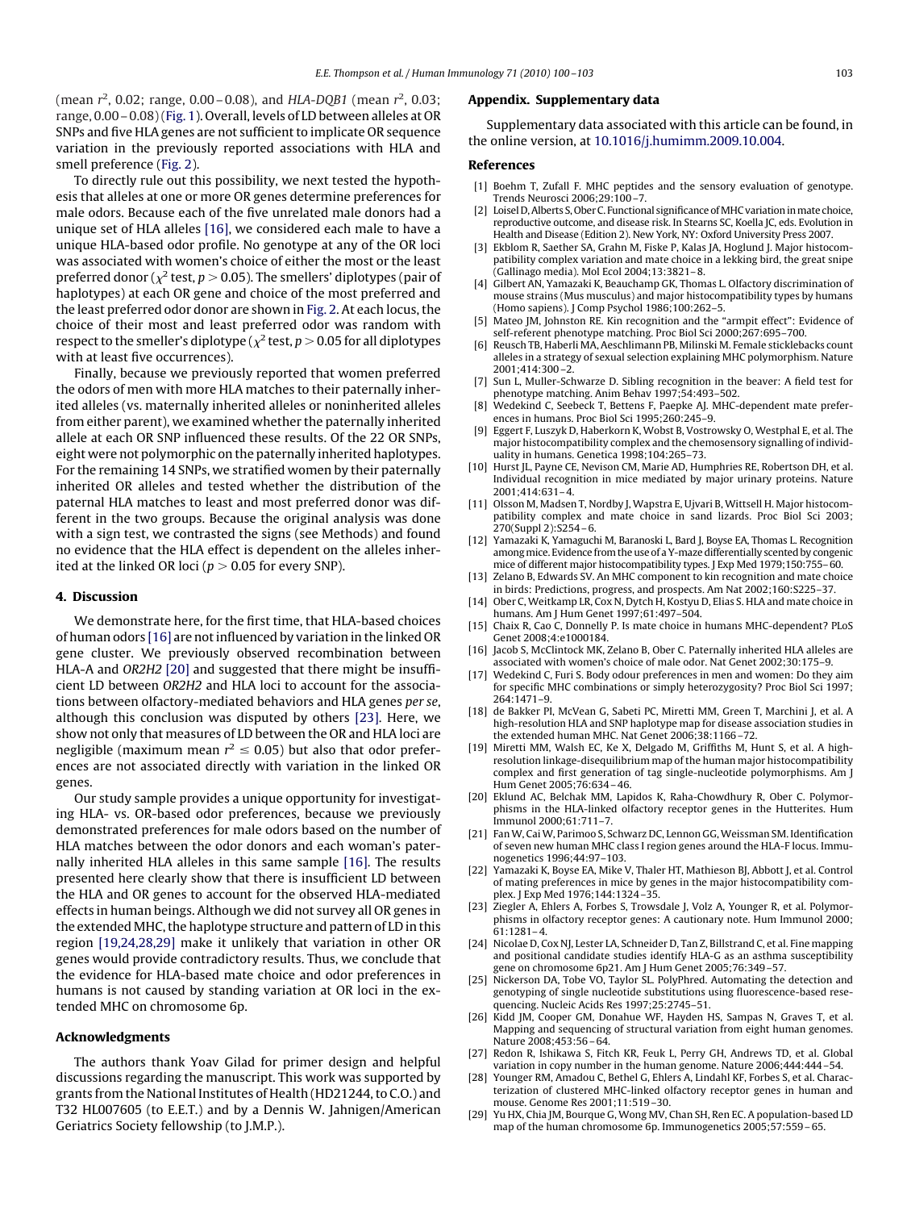(mean $r^2$, 0.02; range, 0.00 – 0.08), and *HLA-DQB1* (mean $r^2$, 0.03; range, 0.00 – 0.08) (Fig. 1). Overall, levels of LD between alleles at OR SNPs and five HLA genes are not sufficient to implicate OR sequence variation in the previously reported associations with HLA and smell preference (Fig. 2).

To directly rule out this possibility, we next tested the hypothesis that alleles at one or more OR genes determine preferences for male odors. Because each of the five unrelated male donors had a unique set of HLA alleles [16], we considered each male to have a unique HLA-based odor profile. No genotype at any of the OR loci was associated with women's choice of either the most or the least preferred donor ($\chi^2$ test, $p > 0.05$). The smellers' diplotypes (pair of haplotypes) at each OR gene and choice of the most preferred and the least preferred odor donor are shown in Fig. 2. At each locus, the choice of their most and least preferred odor was random with respect to the smeller's diplotype ($\chi^2$ test, $p > 0.05$ for all diplotypes with at least five occurrences).

Finally, because we previously reported that women preferred the odors of men with more HLA matches to their paternally inherited alleles (vs. maternally inherited alleles or noninherited alleles from either parent), we examined whether the paternally inherited allele at each OR SNP influenced these results. Of the 22 OR SNPs, eight were not polymorphic on the paternally inherited haplotypes. For the remaining 14 SNPs, we stratified women by their paternally inherited OR alleles and tested whether the distribution of the paternal HLA matches to least and most preferred donor was different in the two groups. Because the original analysis was done with a sign test, we contrasted the signs (see Methods) and found no evidence that the HLA effect is dependent on the alleles inherited at the linked OR loci ($p > 0.05$ for every SNP).

## 4. Discussion

We demonstrate here, for the first time, that HLA-based choices of human odors [16] are not influenced by variation in the linked OR gene cluster. We previously observed recombination between HLA-A and *OR2H2* [20] and suggested that there might be insufficient LD between *OR2H2* and HLA loci to account for the associations between olfactory-mediated behaviors and HLA genes *per se*, although this conclusion was disputed by others [23]. Here, we show not only that measures of LD between the OR and HLA loci are negligible (maximum mean $r^2 \leq 0.05$) but also that odor preferences are not associated directly with variation in the linked OR genes.

Our study sample provides a unique opportunity for investigating HLA- vs. OR-based odor preferences, because we previously demonstrated preferences for male odors based on the number of HLA matches between the odor donors and each woman's paternally inherited HLA alleles in this same sample [16]. The results presented here clearly show that there is insufficient LD between the HLA and OR genes to account for the observed HLA-mediated effects in human beings. Although we did not survey all OR genes in the extended MHC, the haplotype structure and pattern of LD in this region [19,24,28,29] make it unlikely that variation in other OR genes would provide contradictory results. Thus, we conclude that the evidence for HLA-based mate choice and odor preferences in humans is not caused by standing variation at OR loci in the extended MHC on chromosome 6p.

## Acknowledgments

The authors thank Yoav Gilad for primer design and helpful discussions regarding the manuscript. This work was supported by grants from the National Institutes of Health (HD21244, to C.O.) and T32 HL007605 (to E.E.T.) and by a Dennis W. Jahnigen/American Geriatrics Society fellowship (to J.M.P.).

## Appendix. Supplementary data

Supplementary data associated with this article can be found, in the online version, at 10.1016/j.humimm.2009.10.004.

## References

[1] Boehm T, Zufall F. MHC peptides and the sensory evaluation of genotype. Trends Neurosci 2006;29:100 –7.

[2] Loisel D, Alberts S, Ober C. Functional significance of MHC variation in mate choice, reproductive outcome, and disease risk. In Stearns SC, Koella JC, eds. Evolution in Health and Disease (Edition 2). New York, NY: Oxford University Press 2007.

[3] Ekblom R, Saether SA, Grahn M, Fiske P, Kalas JA, Hoglund J. Major histocompatibility complex variation and mate choice in a lekking bird, the great snipe (Gallinago media). Mol Ecol 2004;13:3821– 8.

[4] Gilbert AN, Yamazaki K, Beauchamp GK, Thomas L. Olfactory discrimination of mouse strains (Mus musculus) and major histocompatibility types by humans (Homo sapiens). J Comp Psychol 1986;100:262–5.

[5] Mateo JM, Johnston RE. Kin recognition and the "armpit effect": Evidence of self-referent phenotype matching. Proc Biol Sci 2000;267:695–700.

[6] Reusch TB, Haberli MA, Aeschlimann PB, Milinski M. Female sticklebacks count alleles in a strategy of sexual selection explaining MHC polymorphism. Nature 2001;414:300 –2.

[7] Sun L, Muller-Schwarze D. Sibling recognition in the beaver: A field test for phenotype matching. Anim Behav 1997;54:493–502.

[8] Wedekind C, Seebeck T, Bettens F, Paepke AJ. MHC-dependent mate preferences in humans. Proc Biol Sci 1995;260:245–9.

[9] Eggert F, Luszyk D, Haberkorn K, Wobst B, Vostrowsky O, Westphal E, et al. The major histocompatibility complex and the chemosensory signalling of individuality in humans. Genetica 1998;104:265–73.

[10] Hurst JL, Payne CE, Nevison CM, Marie AD, Humphries RE, Robertson DH, et al. Individual recognition in mice mediated by major urinary proteins. Nature 2001;414:631– 4.

[11] Olsson M, Madsen T, Nordby J, Wapstra E, Ujvari B, Wittsell H. Major histocompatibility complex and mate choice in sand lizards. Proc Biol Sci 2003; 270(Suppl 2):S254 – 6.

[12] Yamazaki K, Yamaguchi M, Baranoski L, Bard J, Boyse EA, Thomas L. Recognition among mice. Evidence from the use of a Y-maze differentially scented by congenic mice of different major histocompatibility types. J Exp Med 1979;150:755– 60.

[13] Zelano B, Edwards SV. An MHC component to kin recognition and mate choice in birds: Predictions, progress, and prospects. Am Nat 2002;160:S225–37.

[14] Ober C, Weitkamp LR, Cox N, Dytch H, Kostyu D, Elias S. HLA and mate choice in humans. Am J Hum Genet 1997;61:497–504.

[15] Chaix R, Cao C, Donnelly P. Is mate choice in humans MHC-dependent? PLoS Genet 2008;4:e1000184.

[16] Jacob S, McClintock MK, Zelano B, Ober C. Paternally inherited HLA alleles are associated with women's choice of male odor. Nat Genet 2002;30:175–9.

[17] Wedekind C, Furi S. Body odour preferences in men and women: Do they aim for specific MHC combinations or simply heterozygosity? Proc Biol Sci 1997; 264:1471–9.

[18] de Bakker PI, McVean G, Sabeti PC, Miretti MM, Green T, Marchini J, et al. A high-resolution HLA and SNP haplotype map for disease association studies in the extended human MHC. Nat Genet 2006;38:1166 –72.

[19] Miretti MM, Walsh EC, Ke X, Delgado M, Griffiths M, Hunt S, et al. A high-resolution linkage-disequilibrium map of the human major histocompatibility complex and first generation of tag single-nucleotide polymorphisms. Am J Hum Genet 2005;76:634 – 46.

[20] Eklund AC, Belchak MM, Lapidos K, Raha-Chowdhury R, Ober C. Polymorphisms in the HLA-linked olfactory receptor genes in the Hutterites. Hum Immunol 2000;61:711–7.

[21] Fan W, Cai W, Parimoo S, Schwarz DC, Lennon GG, Weissman SM. Identification of seven new human MHC class I region genes around the HLA-F locus. Immunogenetics 1996;44:97–103.

[22] Yamazaki K, Boyse EA, Mike V, Thaler HT, Mathieson BJ, Abbott J, et al. Control of mating preferences in mice by genes in the major histocompatibility complex. J Exp Med 1976;144:1324 –35.

[23] Ziegler A, Ehlers A, Forbes S, Trowsdale J, Volz A, Younger R, et al. Polymorphisms in olfactory receptor genes: A cautionary note. Hum Immunol 2000; 61:1281– 4.

[24] Nicolae D, Cox NJ, Lester LA, Schneider D, Tan Z, Billstrand C, et al. Fine mapping and positional candidate studies identify HLA-G as an asthma susceptibility gene on chromosome 6p21. Am J Hum Genet 2005;76:349 –57.

[25] Nickerson DA, Tobe VO, Taylor SL. PolyPhred. Automating the detection and genotyping of single nucleotide substitutions using fluorescence-based resequencing. Nucleic Acids Res 1997;25:2745–51.

[26] Kidd JM, Cooper GM, Donahue WF, Hayden HS, Sampas N, Graves T, et al. Mapping and sequencing of structural variation from eight human genomes. Nature 2008;453:56 – 64.

[27] Redon R, Ishikawa S, Fitch KR, Feuk L, Perry GH, Andrews TD, et al. Global variation in copy number in the human genome. Nature 2006;444:444 –54.

[28] Younger RM, Amadou C, Bethel G, Ehlers A, Lindahl KF, Forbes S, et al. Characterization of clustered MHC-linked olfactory receptor genes in human and mouse. Genome Res 2001;11:519 –30.

[29] Yu HX, Chia JM, Bourque G, Wong MV, Chan SH, Ren EC. A population-based LD map of the human chromosome 6p. Immunogenetics 2005;57:559 – 65.